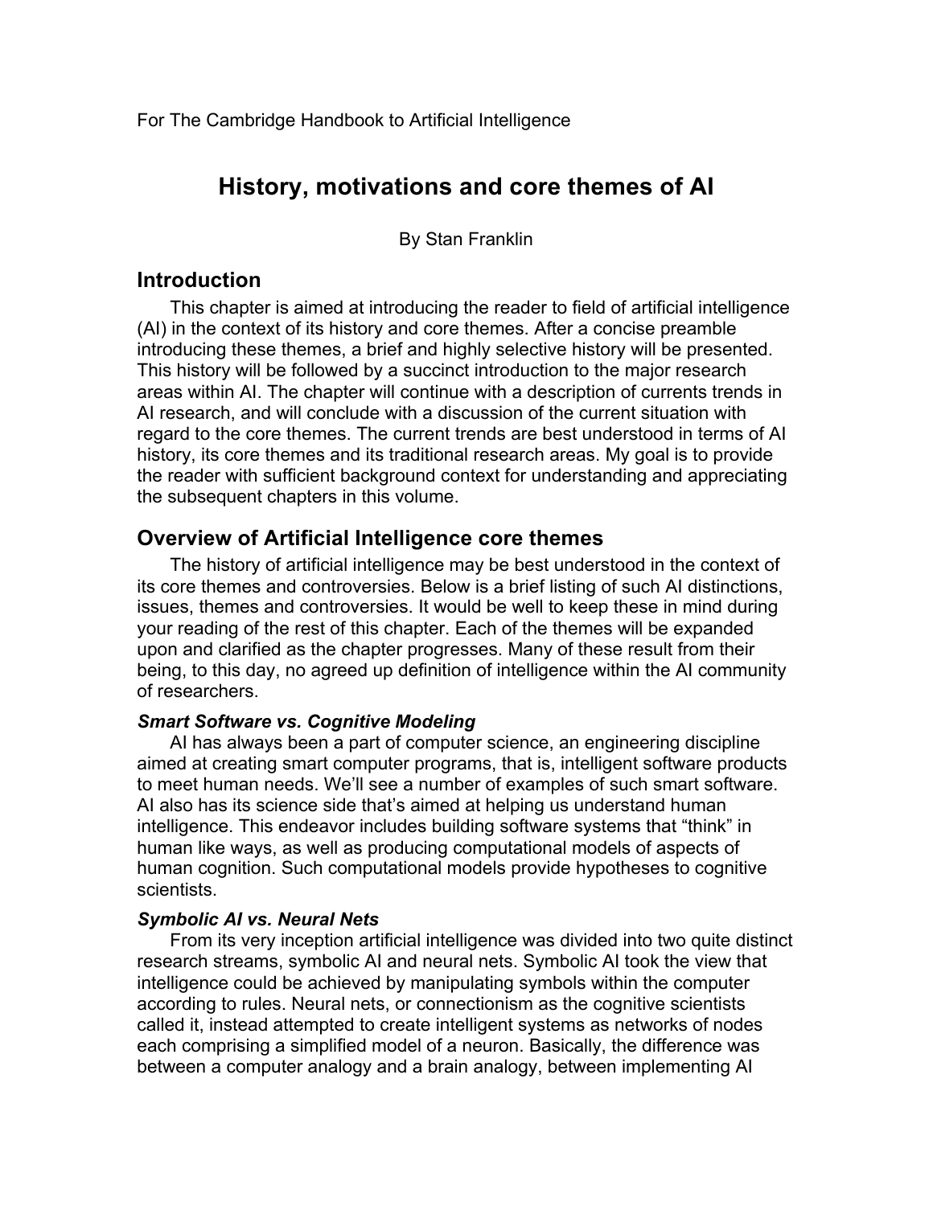For The Cambridge Handbook to Artificial Intelligence

# History, motivations and core themes of AI

By Stan Franklin

## Introduction

This chapter is aimed at introducing the reader to field of artificial intelligence (AI) in the context of its history and core themes. After a concise preamble introducing these themes, a brief and highly selective history will be presented. This history will be followed by a succinct introduction to the major research areas within AI. The chapter will continue with a description of currents trends in AI research, and will conclude with a discussion of the current situation with regard to the core themes. The current trends are best understood in terms of AI history, its core themes and its traditional research areas. My goal is to provide the reader with sufficient background context for understanding and appreciating the subsequent chapters in this volume.

## Overview of Artificial Intelligence core themes

The history of artificial intelligence may be best understood in the context of its core themes and controversies. Below is a brief listing of such AI distinctions, issues, themes and controversies. It would be well to keep these in mind during your reading of the rest of this chapter. Each of the themes will be expanded upon and clarified as the chapter progresses. Many of these result from their being, to this day, no agreed up definition of intelligence within the AI community of researchers.

### *Smart Software vs. Cognitive Modeling*

AI has always been a part of computer science, an engineering discipline aimed at creating smart computer programs, that is, intelligent software products to meet human needs. We'll see a number of examples of such smart software. AI also has its science side that's aimed at helping us understand human intelligence. This endeavor includes building software systems that "think" in human like ways, as well as producing computational models of aspects of human cognition. Such computational models provide hypotheses to cognitive scientists.

### *Symbolic AI vs. Neural Nets*

From its very inception artificial intelligence was divided into two quite distinct research streams, symbolic AI and neural nets. Symbolic AI took the view that intelligence could be achieved by manipulating symbols within the computer according to rules. Neural nets, or connectionism as the cognitive scientists called it, instead attempted to create intelligent systems as networks of nodes each comprising a simplified model of a neuron. Basically, the difference was between a computer analogy and a brain analogy, between implementing AI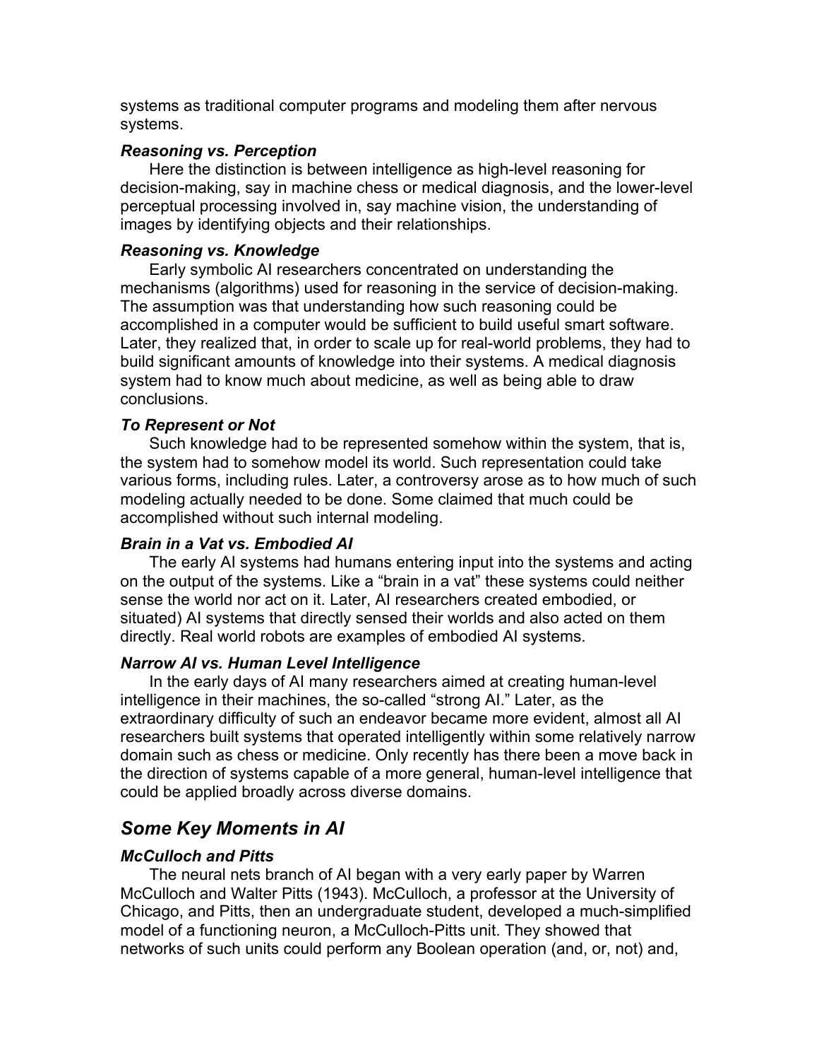systems as traditional computer programs and modeling them after nervous systems.

### *Reasoning vs. Perception*

Here the distinction is between intelligence as high-level reasoning for decision-making, say in machine chess or medical diagnosis, and the lower-level perceptual processing involved in, say machine vision, the understanding of images by identifying objects and their relationships.

### *Reasoning vs. Knowledge*

Early symbolic AI researchers concentrated on understanding the mechanisms (algorithms) used for reasoning in the service of decision-making. The assumption was that understanding how such reasoning could be accomplished in a computer would be sufficient to build useful smart software. Later, they realized that, in order to scale up for real-world problems, they had to build significant amounts of knowledge into their systems. A medical diagnosis system had to know much about medicine, as well as being able to draw conclusions.

### *To Represent or Not*

Such knowledge had to be represented somehow within the system, that is, the system had to somehow model its world. Such representation could take various forms, including rules. Later, a controversy arose as to how much of such modeling actually needed to be done. Some claimed that much could be accomplished without such internal modeling.

### *Brain in a Vat vs. Embodied AI*

The early AI systems had humans entering input into the systems and acting on the output of the systems. Like a “brain in a vat” these systems could neither sense the world nor act on it. Later, AI researchers created embodied, or situated) AI systems that directly sensed their worlds and also acted on them directly. Real world robots are examples of embodied AI systems.

### *Narrow AI vs. Human Level Intelligence*

In the early days of AI many researchers aimed at creating human-level intelligence in their machines, the so-called “strong AI.” Later, as the extraordinary difficulty of such an endeavor became more evident, almost all AI researchers built systems that operated intelligently within some relatively narrow domain such as chess or medicine. Only recently has there been a move back in the direction of systems capable of a more general, human-level intelligence that could be applied broadly across diverse domains.

## *Some Key Moments in AI*

### *McCulloch and Pitts*

The neural nets branch of AI began with a very early paper by Warren McCulloch and Walter Pitts (1943). McCulloch, a professor at the University of Chicago, and Pitts, then an undergraduate student, developed a much-simplified model of a functioning neuron, a McCulloch-Pitts unit. They showed that networks of such units could perform any Boolean operation (and, or, not) and,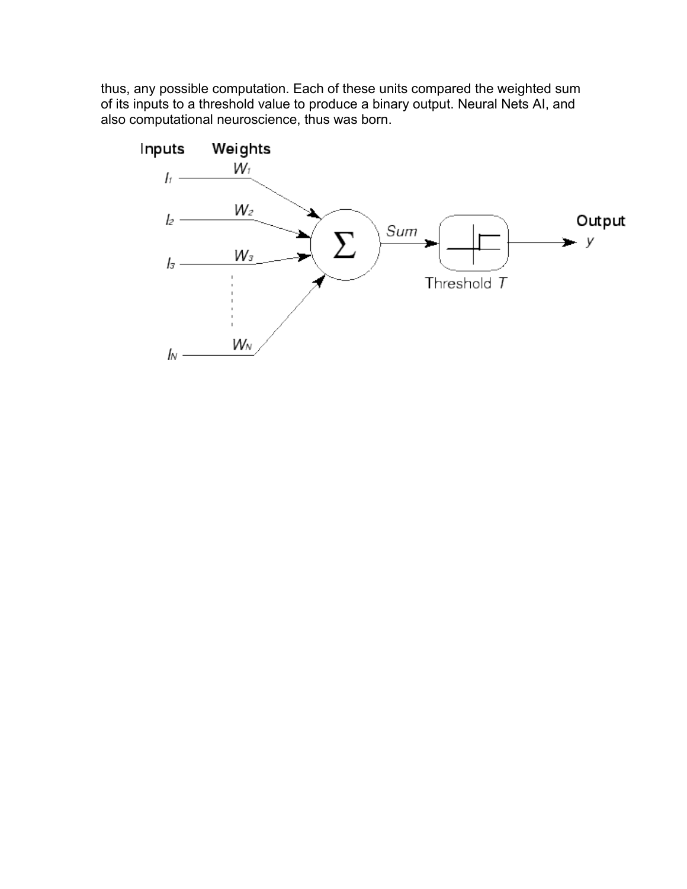thus, any possible computation. Each of these units compared the weighted sum of its inputs to a threshold value to produce a binary output. Neural Nets AI, and also computational neuroscience, thus was born.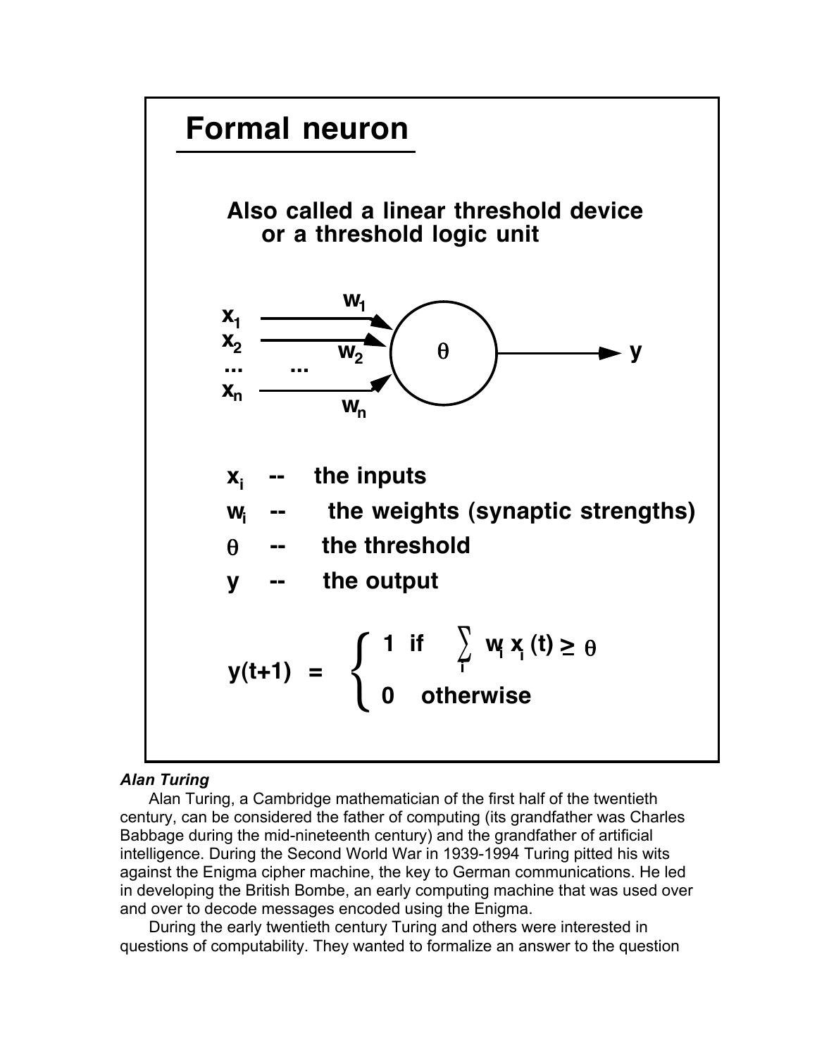## Formal neuron

**Also called a linear threshold device or a threshold logic unit**

$x_i$ -- the inputs

$w_i$ -- the weights (synaptic strengths)

$\theta$ -- the threshold

$y$ -- the output

$$y(t+1) = \begin{cases} 1 & \text{if } \sum_i w_i x_i(t) \geq \theta \\ 0 & \text{otherwise} \end{cases}$$

***Alan Turing***

Alan Turing, a Cambridge mathematician of the first half of the twentieth century, can be considered the father of computing (its grandfather was Charles Babbage during the mid-nineteenth century) and the grandfather of artificial intelligence. During the Second World War in 1939-1994 Turing pitted his wits against the Enigma cipher machine, the key to German communications. He led in developing the British Bombe, an early computing machine that was used over and over to decode messages encoded using the Enigma.

During the early twentieth century Turing and others were interested in questions of computability. They wanted to formalize an answer to the question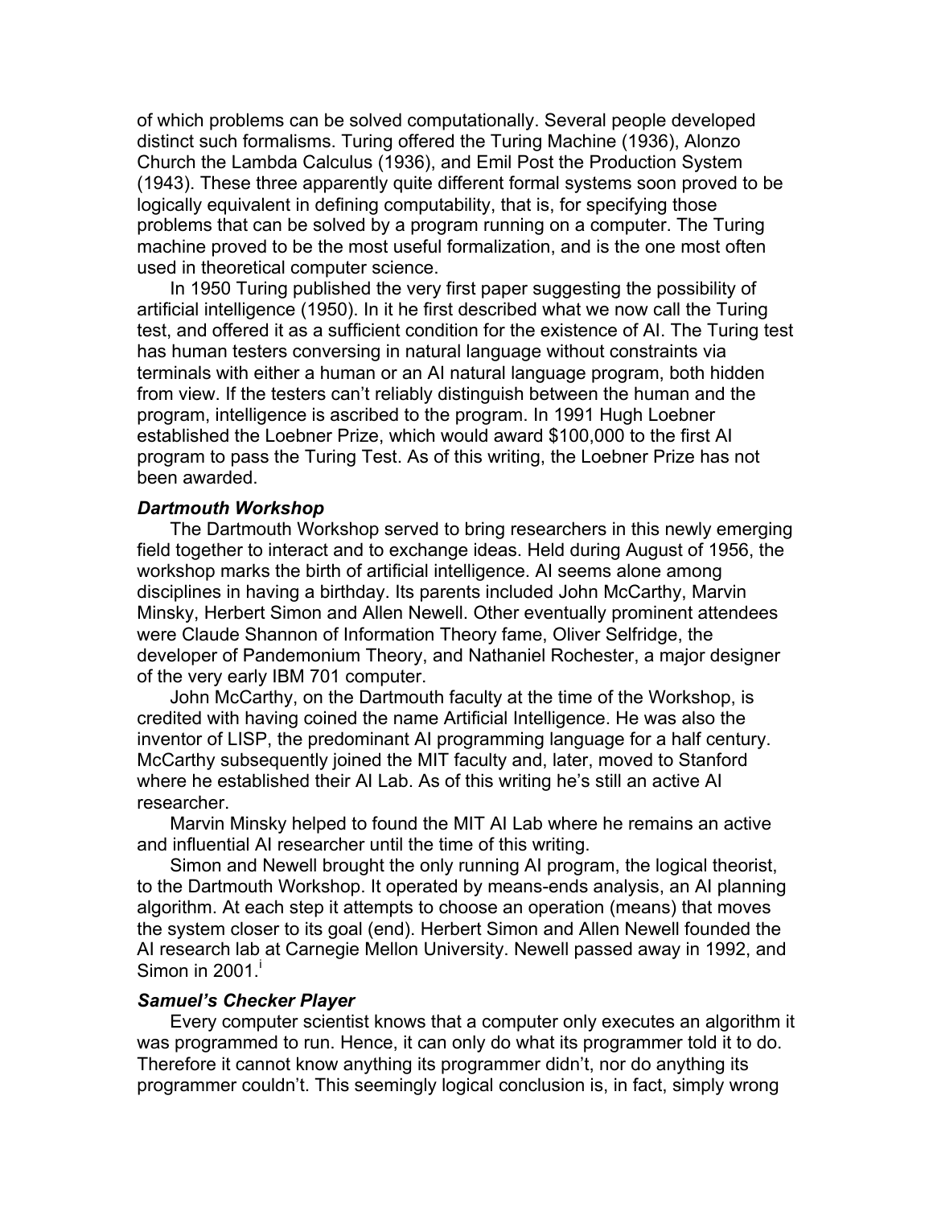of which problems can be solved computationally. Several people developed distinct such formalisms. Turing offered the Turing Machine (1936), Alonzo Church the Lambda Calculus (1936), and Emil Post the Production System (1943). These three apparently quite different formal systems soon proved to be logically equivalent in defining computability, that is, for specifying those problems that can be solved by a program running on a computer. The Turing machine proved to be the most useful formalization, and is the one most often used in theoretical computer science.

In 1950 Turing published the very first paper suggesting the possibility of artificial intelligence (1950). In it he first described what we now call the Turing test, and offered it as a sufficient condition for the existence of AI. The Turing test has human testers conversing in natural language without constraints via terminals with either a human or an AI natural language program, both hidden from view. If the testers can't reliably distinguish between the human and the program, intelligence is ascribed to the program. In 1991 Hugh Loebner established the Loebner Prize, which would award $100,000 to the first AI program to pass the Turing Test. As of this writing, the Loebner Prize has not been awarded.

### *Dartmouth Workshop*

The Dartmouth Workshop served to bring researchers in this newly emerging field together to interact and to exchange ideas. Held during August of 1956, the workshop marks the birth of artificial intelligence. AI seems alone among disciplines in having a birthday. Its parents included John McCarthy, Marvin Minsky, Herbert Simon and Allen Newell. Other eventually prominent attendees were Claude Shannon of Information Theory fame, Oliver Selfridge, the developer of Pandemonium Theory, and Nathaniel Rochester, a major designer of the very early IBM 701 computer.

John McCarthy, on the Dartmouth faculty at the time of the Workshop, is credited with having coined the name Artificial Intelligence. He was also the inventor of LISP, the predominant AI programming language for a half century. McCarthy subsequently joined the MIT faculty and, later, moved to Stanford where he established their AI Lab. As of this writing he's still an active AI researcher.

Marvin Minsky helped to found the MIT AI Lab where he remains an active and influential AI researcher until the time of this writing.

Simon and Newell brought the only running AI program, the logical theorist, to the Dartmouth Workshop. It operated by means-ends analysis, an AI planning algorithm. At each step it attempts to choose an operation (means) that moves the system closer to its goal (end). Herbert Simon and Allen Newell founded the AI research lab at Carnegie Mellon University. Newell passed away in 1992, and Simon in 2001.[i]

### *Samuel's Checker Player*

Every computer scientist knows that a computer only executes an algorithm it was programmed to run. Hence, it can only do what its programmer told it to do. Therefore it cannot know anything its programmer didn't, nor do anything its programmer couldn't. This seemingly logical conclusion is, in fact, simply wrong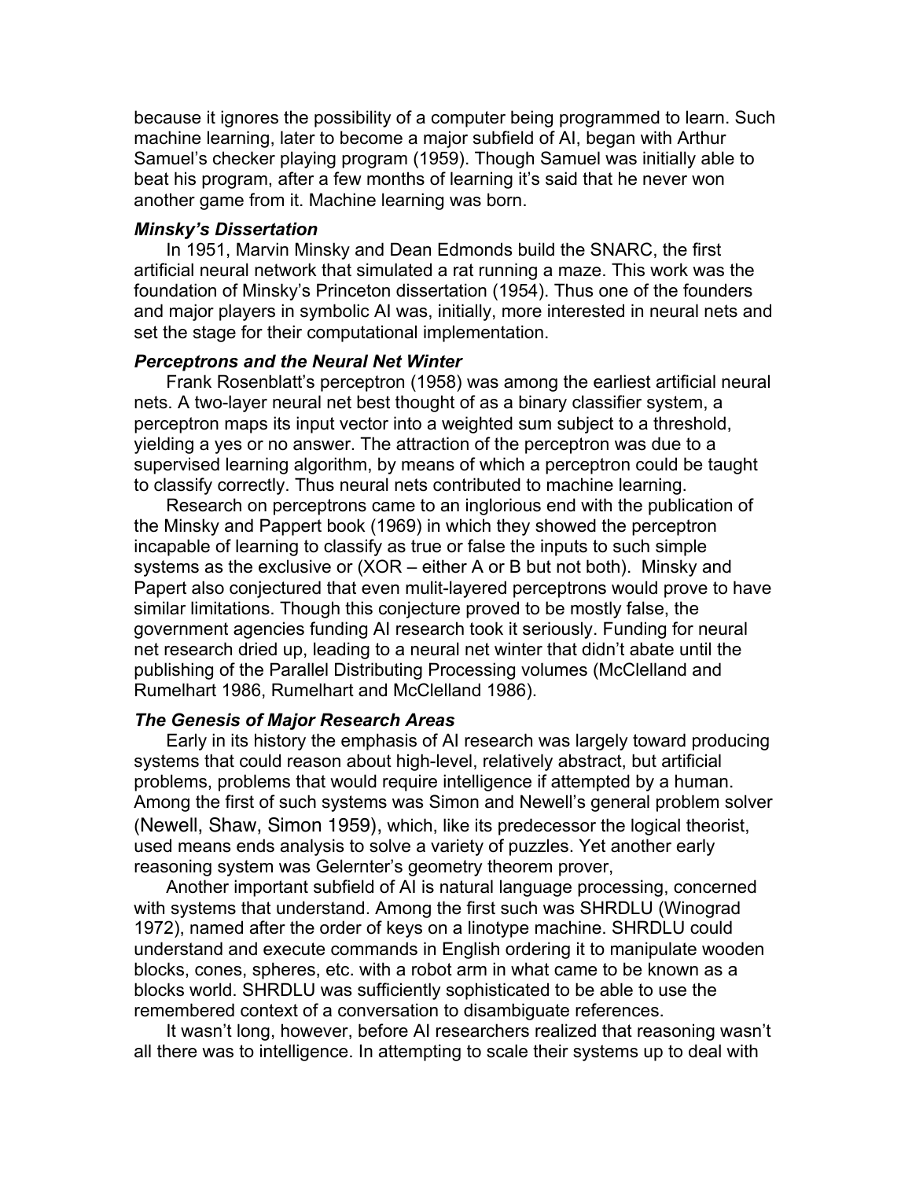because it ignores the possibility of a computer being programmed to learn. Such machine learning, later to become a major subfield of AI, began with Arthur Samuel's checker playing program (1959). Though Samuel was initially able to beat his program, after a few months of learning it's said that he never won another game from it. Machine learning was born.

### *Minsky's Dissertation*

In 1951, Marvin Minsky and Dean Edmonds build the SNARC, the first artificial neural network that simulated a rat running a maze. This work was the foundation of Minsky's Princeton dissertation (1954). Thus one of the founders and major players in symbolic AI was, initially, more interested in neural nets and set the stage for their computational implementation.

### *Perceptrons and the Neural Net Winter*

Frank Rosenblatt's perceptron (1958) was among the earliest artificial neural nets. A two-layer neural net best thought of as a binary classifier system, a perceptron maps its input vector into a weighted sum subject to a threshold, yielding a yes or no answer. The attraction of the perceptron was due to a supervised learning algorithm, by means of which a perceptron could be taught to classify correctly. Thus neural nets contributed to machine learning.

Research on perceptrons came to an inglorious end with the publication of the Minsky and Pappert book (1969) in which they showed the perceptron incapable of learning to classify as true or false the inputs to such simple systems as the exclusive or (XOR – either A or B but not both). Minsky and Papert also conjectured that even mulit-layered perceptrons would prove to have similar limitations. Though this conjecture proved to be mostly false, the government agencies funding AI research took it seriously. Funding for neural net research dried up, leading to a neural net winter that didn't abate until the publishing of the Parallel Distributing Processing volumes (McClelland and Rumelhart 1986, Rumelhart and McClelland 1986).

### *The Genesis of Major Research Areas*

Early in its history the emphasis of AI research was largely toward producing systems that could reason about high-level, relatively abstract, but artificial problems, problems that would require intelligence if attempted by a human. Among the first of such systems was Simon and Newell's general problem solver (Newell, Shaw, Simon 1959), which, like its predecessor the logical theorist, used means ends analysis to solve a variety of puzzles. Yet another early reasoning system was Gelernter's geometry theorem prover,

Another important subfield of AI is natural language processing, concerned with systems that understand. Among the first such was SHRDLU (Winograd 1972), named after the order of keys on a linotype machine. SHRDLU could understand and execute commands in English ordering it to manipulate wooden blocks, cones, spheres, etc. with a robot arm in what came to be known as a blocks world. SHRDLU was sufficiently sophisticated to be able to use the remembered context of a conversation to disambiguate references.

It wasn't long, however, before AI researchers realized that reasoning wasn't all there was to intelligence. In attempting to scale their systems up to deal with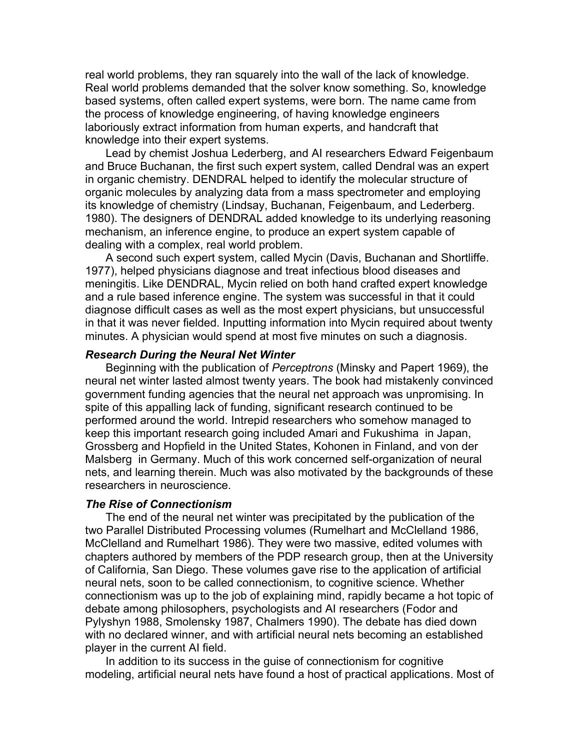real world problems, they ran squarely into the wall of the lack of knowledge. Real world problems demanded that the solver know something. So, knowledge based systems, often called expert systems, were born. The name came from the process of knowledge engineering, of having knowledge engineers laboriously extract information from human experts, and handcraft that knowledge into their expert systems.

Lead by chemist Joshua Lederberg, and AI researchers Edward Feigenbaum and Bruce Buchanan, the first such expert system, called Dendral was an expert in organic chemistry. DENDRAL helped to identify the molecular structure of organic molecules by analyzing data from a mass spectrometer and employing its knowledge of chemistry (Lindsay, Buchanan, Feigenbaum, and Lederberg. 1980). The designers of DENDRAL added knowledge to its underlying reasoning mechanism, an inference engine, to produce an expert system capable of dealing with a complex, real world problem.

A second such expert system, called Mycin (Davis, Buchanan and Shortliffe. 1977), helped physicians diagnose and treat infectious blood diseases and meningitis. Like DENDRAL, Mycin relied on both hand crafted expert knowledge and a rule based inference engine. The system was successful in that it could diagnose difficult cases as well as the most expert physicians, but unsuccessful in that it was never fielded. Inputting information into Mycin required about twenty minutes. A physician would spend at most five minutes on such a diagnosis.

### *Research During the Neural Net Winter*

Beginning with the publication of *Perceptrons* (Minsky and Papert 1969), the neural net winter lasted almost twenty years. The book had mistakenly convinced government funding agencies that the neural net approach was unpromising. In spite of this appalling lack of funding, significant research continued to be performed around the world. Intrepid researchers who somehow managed to keep this important research going included Amari and Fukushima in Japan, Grossberg and Hopfield in the United States, Kohonen in Finland, and von der Malsberg in Germany. Much of this work concerned self-organization of neural nets, and learning therein. Much was also motivated by the backgrounds of these researchers in neuroscience.

### *The Rise of Connectionism*

The end of the neural net winter was precipitated by the publication of the two Parallel Distributed Processing volumes (Rumelhart and McClelland 1986, McClelland and Rumelhart 1986). They were two massive, edited volumes with chapters authored by members of the PDP research group, then at the University of California, San Diego. These volumes gave rise to the application of artificial neural nets, soon to be called connectionism, to cognitive science. Whether connectionism was up to the job of explaining mind, rapidly became a hot topic of debate among philosophers, psychologists and AI researchers (Fodor and Pylyshyn 1988, Smolensky 1987, Chalmers 1990). The debate has died down with no declared winner, and with artificial neural nets becoming an established player in the current AI field.

In addition to its success in the guise of connectionism for cognitive modeling, artificial neural nets have found a host of practical applications. Most of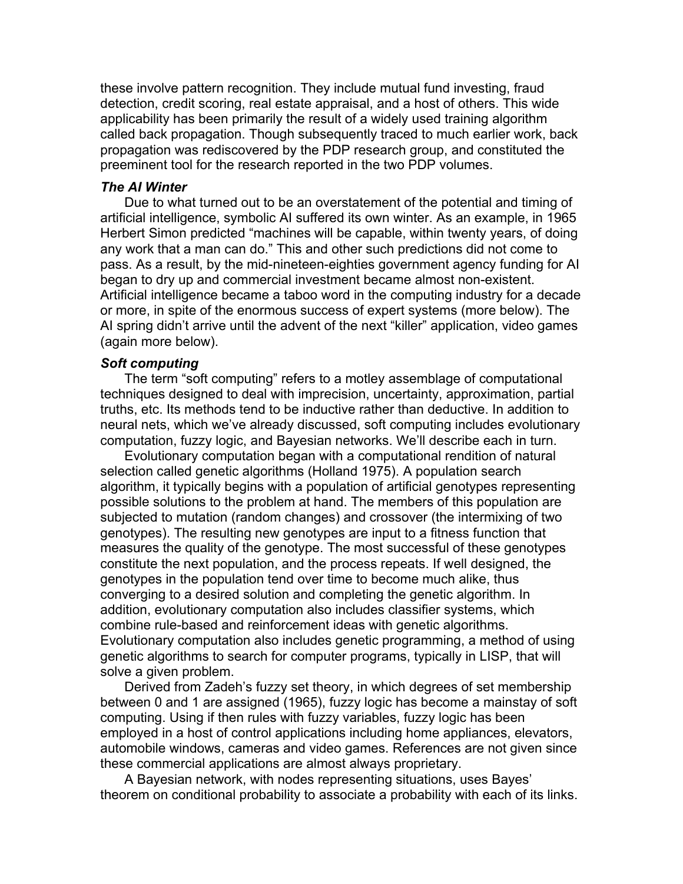these involve pattern recognition. They include mutual fund investing, fraud detection, credit scoring, real estate appraisal, and a host of others. This wide applicability has been primarily the result of a widely used training algorithm called back propagation. Though subsequently traced to much earlier work, back propagation was rediscovered by the PDP research group, and constituted the preeminent tool for the research reported in the two PDP volumes.

***The AI Winter***

Due to what turned out to be an overstatement of the potential and timing of artificial intelligence, symbolic AI suffered its own winter. As an example, in 1965 Herbert Simon predicted "machines will be capable, within twenty years, of doing any work that a man can do." This and other such predictions did not come to pass. As a result, by the mid-nineteen-eighties government agency funding for AI began to dry up and commercial investment became almost non-existent. Artificial intelligence became a taboo word in the computing industry for a decade or more, in spite of the enormous success of expert systems (more below). The AI spring didn't arrive until the advent of the next "killer" application, video games (again more below).

***Soft computing***

The term "soft computing" refers to a motley assemblage of computational techniques designed to deal with imprecision, uncertainty, approximation, partial truths, etc. Its methods tend to be inductive rather than deductive. In addition to neural nets, which we've already discussed, soft computing includes evolutionary computation, fuzzy logic, and Bayesian networks. We'll describe each in turn.

Evolutionary computation began with a computational rendition of natural selection called genetic algorithms (Holland 1975). A population search algorithm, it typically begins with a population of artificial genotypes representing possible solutions to the problem at hand. The members of this population are subjected to mutation (random changes) and crossover (the intermixing of two genotypes). The resulting new genotypes are input to a fitness function that measures the quality of the genotype. The most successful of these genotypes constitute the next population, and the process repeats. If well designed, the genotypes in the population tend over time to become much alike, thus converging to a desired solution and completing the genetic algorithm. In addition, evolutionary computation also includes classifier systems, which combine rule-based and reinforcement ideas with genetic algorithms. Evolutionary computation also includes genetic programming, a method of using genetic algorithms to search for computer programs, typically in LISP, that will solve a given problem.

Derived from Zadeh's fuzzy set theory, in which degrees of set membership between 0 and 1 are assigned (1965), fuzzy logic has become a mainstay of soft computing. Using if then rules with fuzzy variables, fuzzy logic has been employed in a host of control applications including home appliances, elevators, automobile windows, cameras and video games. References are not given since these commercial applications are almost always proprietary.

A Bayesian network, with nodes representing situations, uses Bayes' theorem on conditional probability to associate a probability with each of its links.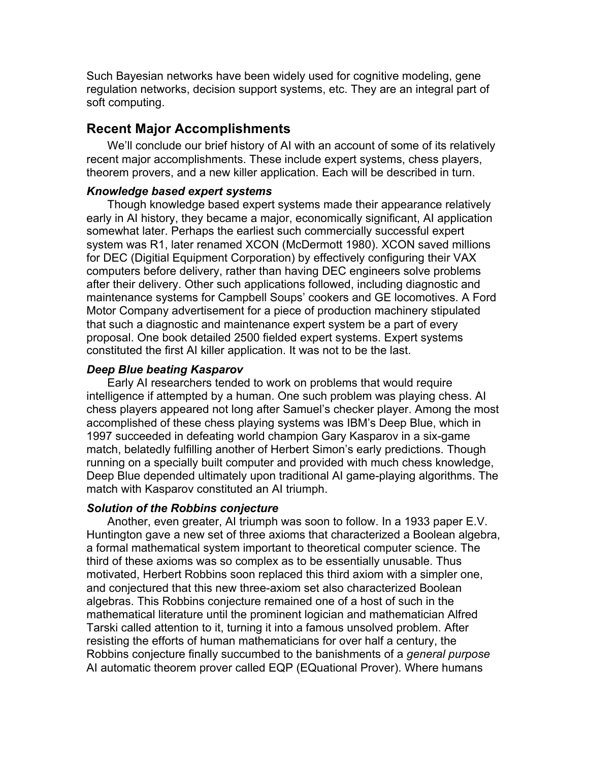Such Bayesian networks have been widely used for cognitive modeling, gene regulation networks, decision support systems, etc. They are an integral part of soft computing.

## Recent Major Accomplishments

We'll conclude our brief history of AI with an account of some of its relatively recent major accomplishments. These include expert systems, chess players, theorem provers, and a new killer application. Each will be described in turn.

### *Knowledge based expert systems*

Though knowledge based expert systems made their appearance relatively early in AI history, they became a major, economically significant, AI application somewhat later. Perhaps the earliest such commercially successful expert system was R1, later renamed XCON (McDermott 1980). XCON saved millions for DEC (Digitial Equipment Corporation) by effectively configuring their VAX computers before delivery, rather than having DEC engineers solve problems after their delivery. Other such applications followed, including diagnostic and maintenance systems for Campbell Soups' cookers and GE locomotives. A Ford Motor Company advertisement for a piece of production machinery stipulated that such a diagnostic and maintenance expert system be a part of every proposal. One book detailed 2500 fielded expert systems. Expert systems constituted the first AI killer application. It was not to be the last.

### *Deep Blue beating Kasparov*

Early AI researchers tended to work on problems that would require intelligence if attempted by a human. One such problem was playing chess. AI chess players appeared not long after Samuel's checker player. Among the most accomplished of these chess playing systems was IBM's Deep Blue, which in 1997 succeeded in defeating world champion Gary Kasparov in a six-game match, belatedly fulfilling another of Herbert Simon's early predictions. Though running on a specially built computer and provided with much chess knowledge, Deep Blue depended ultimately upon traditional AI game-playing algorithms. The match with Kasparov constituted an AI triumph.

### *Solution of the Robbins conjecture*

Another, even greater, AI triumph was soon to follow. In a 1933 paper E.V. Huntington gave a new set of three axioms that characterized a Boolean algebra, a formal mathematical system important to theoretical computer science. The third of these axioms was so complex as to be essentially unusable. Thus motivated, Herbert Robbins soon replaced this third axiom with a simpler one, and conjectured that this new three-axiom set also characterized Boolean algebras. This Robbins conjecture remained one of a host of such in the mathematical literature until the prominent logician and mathematician Alfred Tarski called attention to it, turning it into a famous unsolved problem. After resisting the efforts of human mathematicians for over half a century, the Robbins conjecture finally succumbed to the banishments of a *general purpose* AI automatic theorem prover called EQP (EQuational Prover). Where humans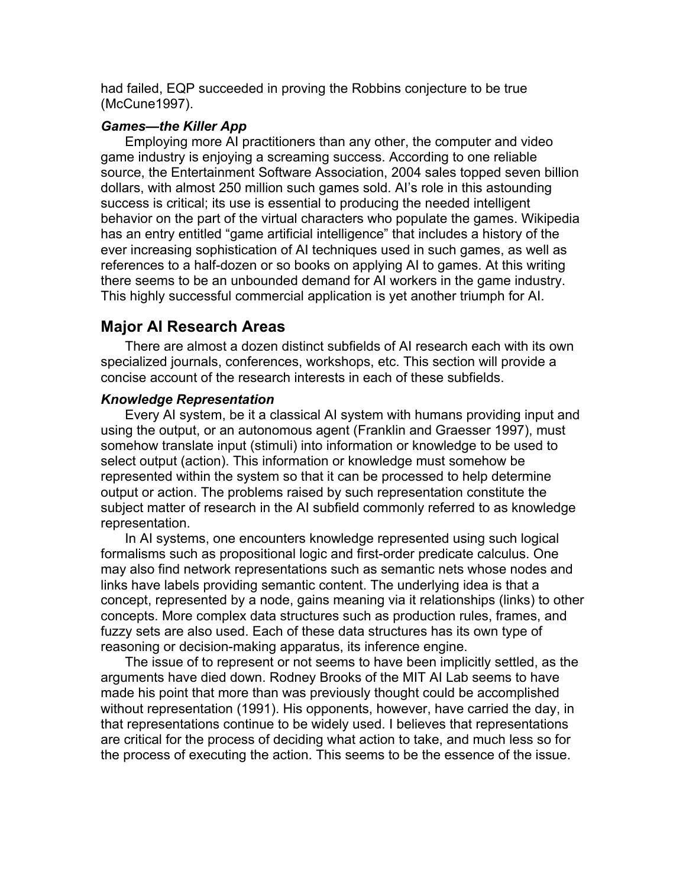had failed, EQP succeeded in proving the Robbins conjecture to be true (McCune1997).

### *Games—the Killer App*

Employing more AI practitioners than any other, the computer and video game industry is enjoying a screaming success. According to one reliable source, the Entertainment Software Association, 2004 sales topped seven billion dollars, with almost 250 million such games sold. AI's role in this astounding success is critical; its use is essential to producing the needed intelligent behavior on the part of the virtual characters who populate the games. Wikipedia has an entry entitled "game artificial intelligence" that includes a history of the ever increasing sophistication of AI techniques used in such games, as well as references to a half-dozen or so books on applying AI to games. At this writing there seems to be an unbounded demand for AI workers in the game industry. This highly successful commercial application is yet another triumph for AI.

## Major AI Research Areas

There are almost a dozen distinct subfields of AI research each with its own specialized journals, conferences, workshops, etc. This section will provide a concise account of the research interests in each of these subfields.

### *Knowledge Representation*

Every AI system, be it a classical AI system with humans providing input and using the output, or an autonomous agent (Franklin and Graesser 1997), must somehow translate input (stimuli) into information or knowledge to be used to select output (action). This information or knowledge must somehow be represented within the system so that it can be processed to help determine output or action. The problems raised by such representation constitute the subject matter of research in the AI subfield commonly referred to as knowledge representation.

In AI systems, one encounters knowledge represented using such logical formalisms such as propositional logic and first-order predicate calculus. One may also find network representations such as semantic nets whose nodes and links have labels providing semantic content. The underlying idea is that a concept, represented by a node, gains meaning via it relationships (links) to other concepts. More complex data structures such as production rules, frames, and fuzzy sets are also used. Each of these data structures has its own type of reasoning or decision-making apparatus, its inference engine.

The issue of to represent or not seems to have been implicitly settled, as the arguments have died down. Rodney Brooks of the MIT AI Lab seems to have made his point that more than was previously thought could be accomplished without representation (1991). His opponents, however, have carried the day, in that representations continue to be widely used. I believes that representations are critical for the process of deciding what action to take, and much less so for the process of executing the action. This seems to be the essence of the issue.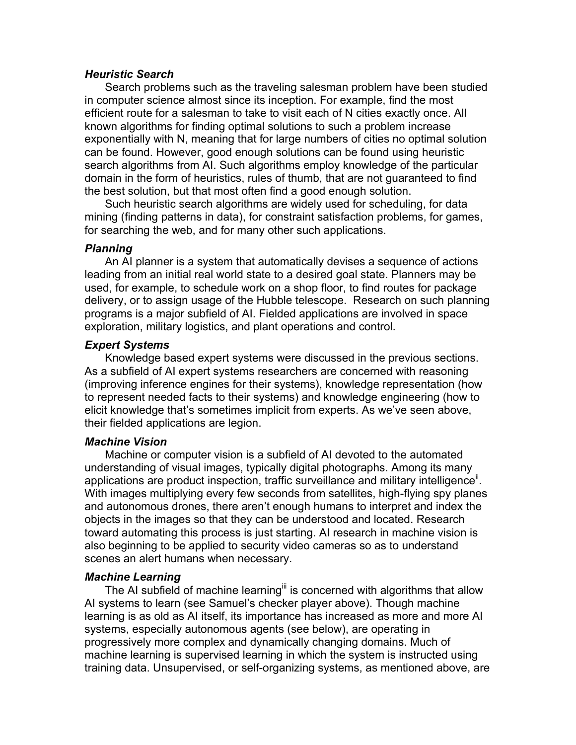### *Heuristic Search*

Search problems such as the traveling salesman problem have been studied in computer science almost since its inception. For example, find the most efficient route for a salesman to take to visit each of N cities exactly once. All known algorithms for finding optimal solutions to such a problem increase exponentially with N, meaning that for large numbers of cities no optimal solution can be found. However, good enough solutions can be found using heuristic search algorithms from AI. Such algorithms employ knowledge of the particular domain in the form of heuristics, rules of thumb, that are not guaranteed to find the best solution, but that most often find a good enough solution.

Such heuristic search algorithms are widely used for scheduling, for data mining (finding patterns in data), for constraint satisfaction problems, for games, for searching the web, and for many other such applications.

### *Planning*

An AI planner is a system that automatically devises a sequence of actions leading from an initial real world state to a desired goal state. Planners may be used, for example, to schedule work on a shop floor, to find routes for package delivery, or to assign usage of the Hubble telescope. Research on such planning programs is a major subfield of AI. Fielded applications are involved in space exploration, military logistics, and plant operations and control.

### *Expert Systems*

Knowledge based expert systems were discussed in the previous sections. As a subfield of AI expert systems researchers are concerned with reasoning (improving inference engines for their systems), knowledge representation (how to represent needed facts to their systems) and knowledge engineering (how to elicit knowledge that's sometimes implicit from experts. As we've seen above, their fielded applications are legion.

### *Machine Vision*

Machine or computer vision is a subfield of AI devoted to the automated understanding of visual images, typically digital photographs. Among its many applications are product inspection, traffic surveillance and military intelligence[ii]. With images multiplying every few seconds from satellites, high-flying spy planes and autonomous drones, there aren't enough humans to interpret and index the objects in the images so that they can be understood and located. Research toward automating this process is just starting. AI research in machine vision is also beginning to be applied to security video cameras so as to understand scenes an alert humans when necessary.

### *Machine Learning*

The AI subfield of machine learning[iii] is concerned with algorithms that allow AI systems to learn (see Samuel's checker player above). Though machine learning is as old as AI itself, its importance has increased as more and more AI systems, especially autonomous agents (see below), are operating in progressively more complex and dynamically changing domains. Much of machine learning is supervised learning in which the system is instructed using training data. Unsupervised, or self-organizing systems, as mentioned above, are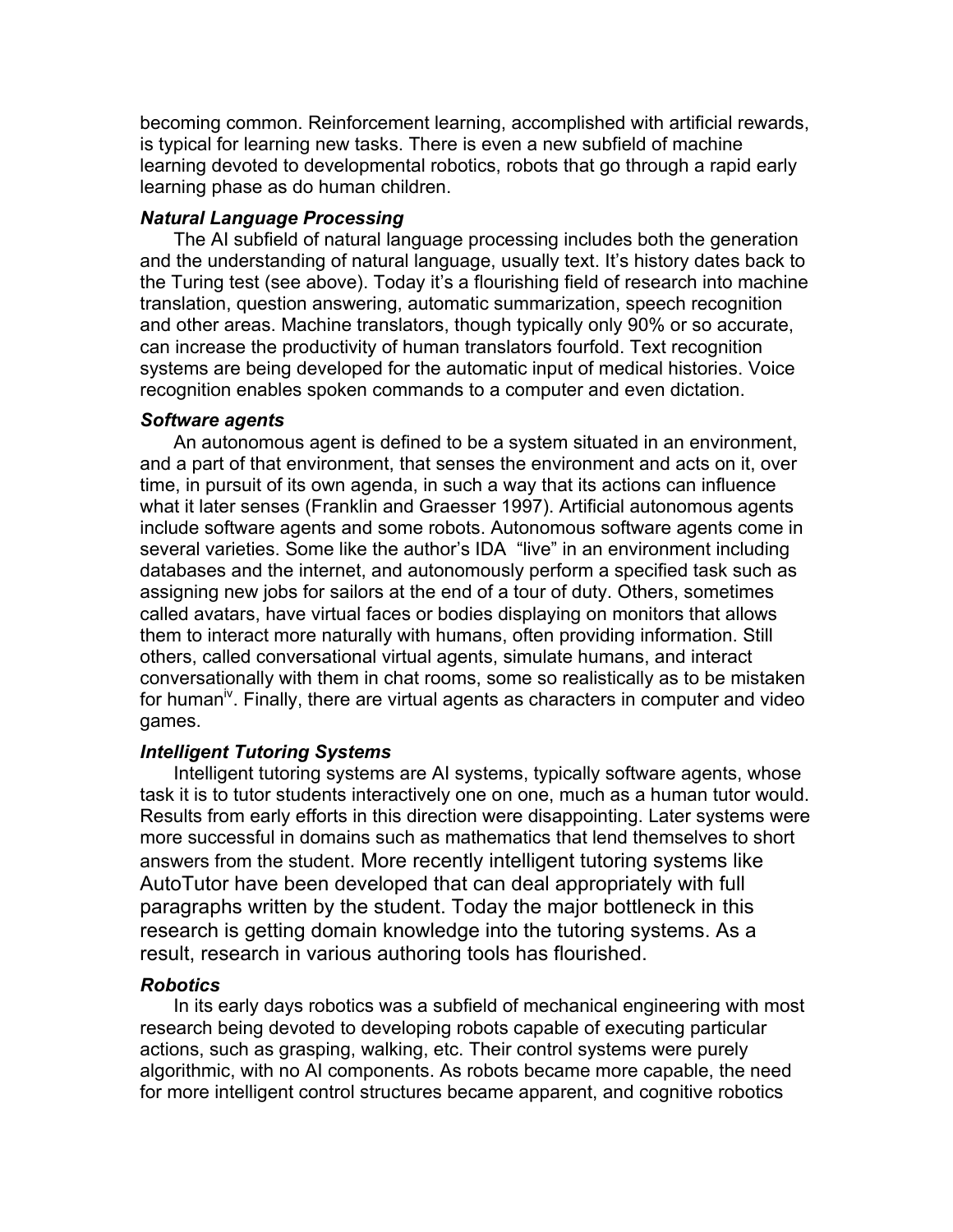becoming common. Reinforcement learning, accomplished with artificial rewards, is typical for learning new tasks. There is even a new subfield of machine learning devoted to developmental robotics, robots that go through a rapid early learning phase as do human children.

### *Natural Language Processing*

The AI subfield of natural language processing includes both the generation and the understanding of natural language, usually text. It's history dates back to the Turing test (see above). Today it's a flourishing field of research into machine translation, question answering, automatic summarization, speech recognition and other areas. Machine translators, though typically only 90% or so accurate, can increase the productivity of human translators fourfold. Text recognition systems are being developed for the automatic input of medical histories. Voice recognition enables spoken commands to a computer and even dictation.

### *Software agents*

An autonomous agent is defined to be a system situated in an environment, and a part of that environment, that senses the environment and acts on it, over time, in pursuit of its own agenda, in such a way that its actions can influence what it later senses (Franklin and Graesser 1997). Artificial autonomous agents include software agents and some robots. Autonomous software agents come in several varieties. Some like the author's IDA "live" in an environment including databases and the internet, and autonomously perform a specified task such as assigning new jobs for sailors at the end of a tour of duty. Others, sometimes called avatars, have virtual faces or bodies displaying on monitors that allows them to interact more naturally with humans, often providing information. Still others, called conversational virtual agents, simulate humans, and interact conversationally with them in chat rooms, some so realistically as to be mistaken for human[iv]. Finally, there are virtual agents as characters in computer and video games.

### *Intelligent Tutoring Systems*

Intelligent tutoring systems are AI systems, typically software agents, whose task it is to tutor students interactively one on one, much as a human tutor would. Results from early efforts in this direction were disappointing. Later systems were more successful in domains such as mathematics that lend themselves to short answers from the student. More recently intelligent tutoring systems like AutoTutor have been developed that can deal appropriately with full paragraphs written by the student. Today the major bottleneck in this research is getting domain knowledge into the tutoring systems. As a result, research in various authoring tools has flourished.

### *Robotics*

In its early days robotics was a subfield of mechanical engineering with most research being devoted to developing robots capable of executing particular actions, such as grasping, walking, etc. Their control systems were purely algorithmic, with no AI components. As robots became more capable, the need for more intelligent control structures became apparent, and cognitive robotics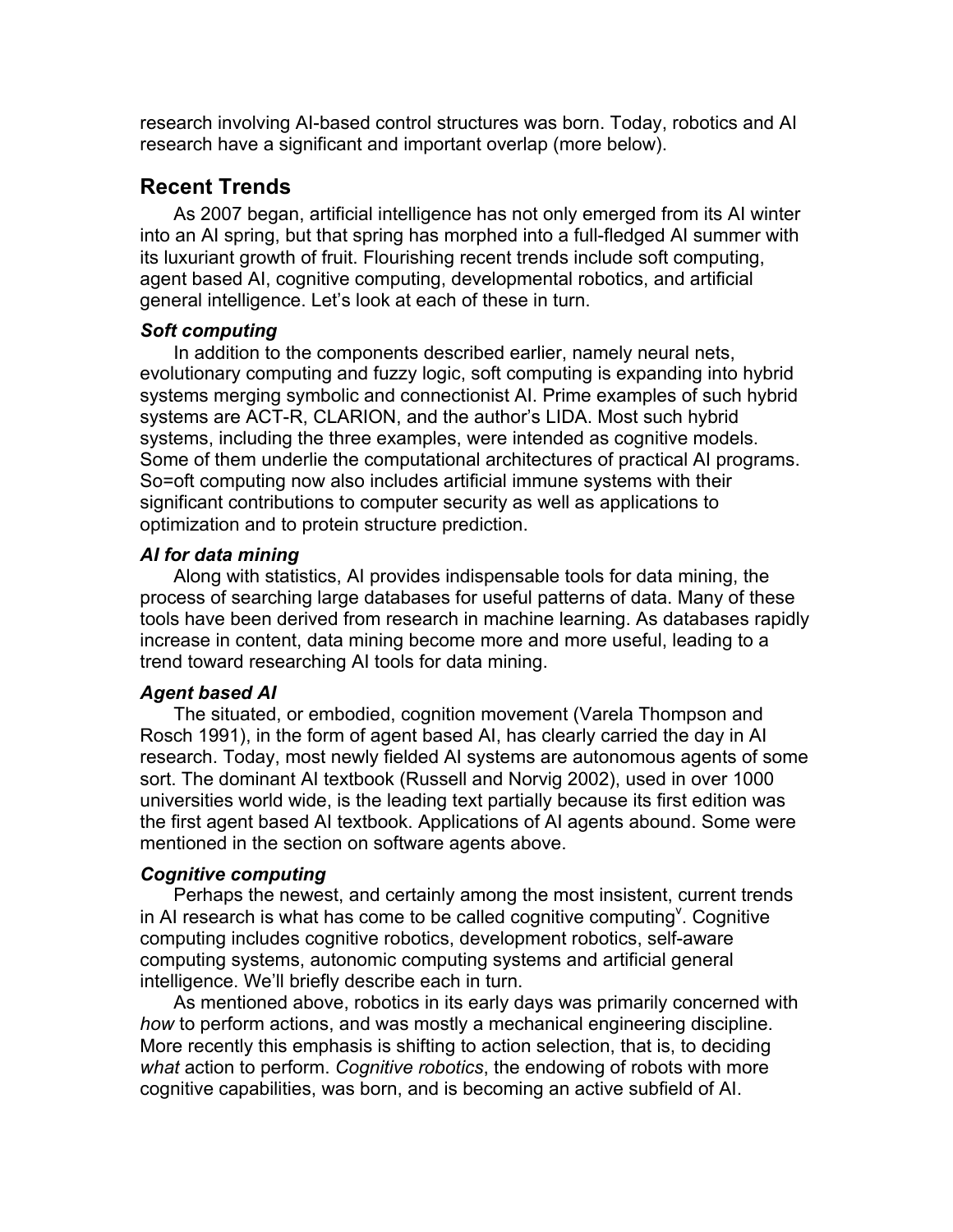research involving AI-based control structures was born. Today, robotics and AI research have a significant and important overlap (more below).

## Recent Trends

As 2007 began, artificial intelligence has not only emerged from its AI winter into an AI spring, but that spring has morphed into a full-fledged AI summer with its luxuriant growth of fruit. Flourishing recent trends include soft computing, agent based AI, cognitive computing, developmental robotics, and artificial general intelligence. Let's look at each of these in turn.

### *Soft computing*

In addition to the components described earlier, namely neural nets, evolutionary computing and fuzzy logic, soft computing is expanding into hybrid systems merging symbolic and connectionist AI. Prime examples of such hybrid systems are ACT-R, CLARION, and the author's LIDA. Most such hybrid systems, including the three examples, were intended as cognitive models. Some of them underlie the computational architectures of practical AI programs. So=oft computing now also includes artificial immune systems with their significant contributions to computer security as well as applications to optimization and to protein structure prediction.

### *AI for data mining*

Along with statistics, AI provides indispensable tools for data mining, the process of searching large databases for useful patterns of data. Many of these tools have been derived from research in machine learning. As databases rapidly increase in content, data mining become more and more useful, leading to a trend toward researching AI tools for data mining.

### *Agent based AI*

The situated, or embodied, cognition movement (Varela Thompson and Rosch 1991), in the form of agent based AI, has clearly carried the day in AI research. Today, most newly fielded AI systems are autonomous agents of some sort. The dominant AI textbook (Russell and Norvig 2002), used in over 1000 universities world wide, is the leading text partially because its first edition was the first agent based AI textbook. Applications of AI agents abound. Some were mentioned in the section on software agents above.

### *Cognitive computing*

Perhaps the newest, and certainly among the most insistent, current trends in AI research is what has come to be called cognitive computing[v]. Cognitive computing includes cognitive robotics, development robotics, self-aware computing systems, autonomic computing systems and artificial general intelligence. We'll briefly describe each in turn.

As mentioned above, robotics in its early days was primarily concerned with *how* to perform actions, and was mostly a mechanical engineering discipline. More recently this emphasis is shifting to action selection, that is, to deciding *what* action to perform. *Cognitive robotics*, the endowing of robots with more cognitive capabilities, was born, and is becoming an active subfield of AI.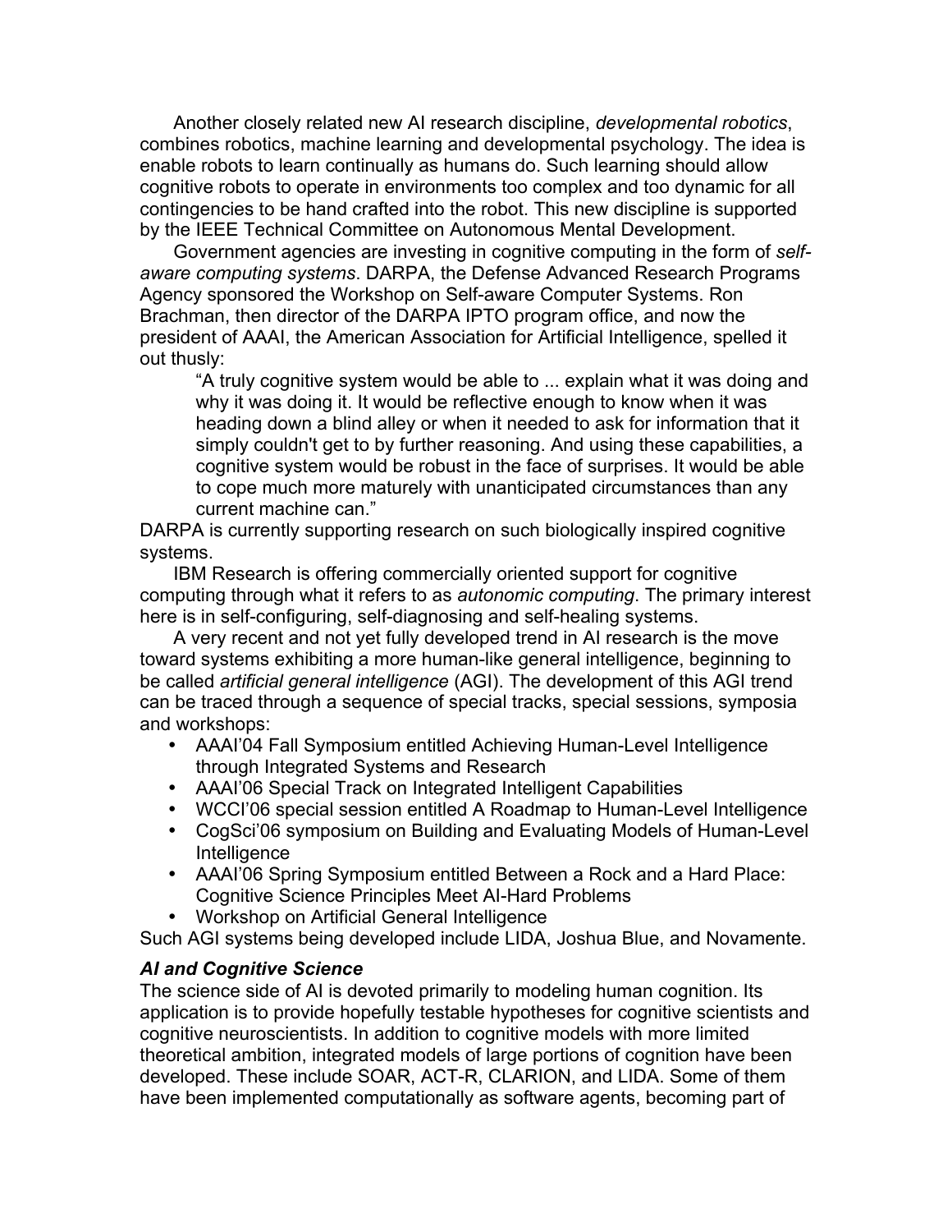Another closely related new AI research discipline, *developmental robotics*, combines robotics, machine learning and developmental psychology. The idea is enable robots to learn continually as humans do. Such learning should allow cognitive robots to operate in environments too complex and too dynamic for all contingencies to be hand crafted into the robot. This new discipline is supported by the IEEE Technical Committee on Autonomous Mental Development.

Government agencies are investing in cognitive computing in the form of *self-aware computing systems*. DARPA, the Defense Advanced Research Programs Agency sponsored the Workshop on Self-aware Computer Systems. Ron Brachman, then director of the DARPA IPTO program office, and now the president of AAAI, the American Association for Artificial Intelligence, spelled it out thusly:

> "A truly cognitive system would be able to ... explain what it was doing and why it was doing it. It would be reflective enough to know when it was heading down a blind alley or when it needed to ask for information that it simply couldn't get to by further reasoning. And using these capabilities, a cognitive system would be robust in the face of surprises. It would be able to cope much more maturely with unanticipated circumstances than any current machine can."

DARPA is currently supporting research on such biologically inspired cognitive systems.

IBM Research is offering commercially oriented support for cognitive computing through what it refers to as *autonomic computing*. The primary interest here is in self-configuring, self-diagnosing and self-healing systems.

A very recent and not yet fully developed trend in AI research is the move toward systems exhibiting a more human-like general intelligence, beginning to be called *artificial general intelligence* (AGI). The development of this AGI trend can be traced through a sequence of special tracks, special sessions, symposia and workshops:

- AAAI'04 Fall Symposium entitled Achieving Human-Level Intelligence through Integrated Systems and Research
- AAAI'06 Special Track on Integrated Intelligent Capabilities
- WCCI'06 special session entitled A Roadmap to Human-Level Intelligence
- CogSci'06 symposium on Building and Evaluating Models of Human-Level Intelligence
- AAAI'06 Spring Symposium entitled Between a Rock and a Hard Place: Cognitive Science Principles Meet AI-Hard Problems
- Workshop on Artificial General Intelligence

Such AGI systems being developed include LIDA, Joshua Blue, and Novamente.

### *AI and Cognitive Science*

The science side of AI is devoted primarily to modeling human cognition. Its application is to provide hopefully testable hypotheses for cognitive scientists and cognitive neuroscientists. In addition to cognitive models with more limited theoretical ambition, integrated models of large portions of cognition have been developed. These include SOAR, ACT-R, CLARION, and LIDA. Some of them have been implemented computationally as software agents, becoming part of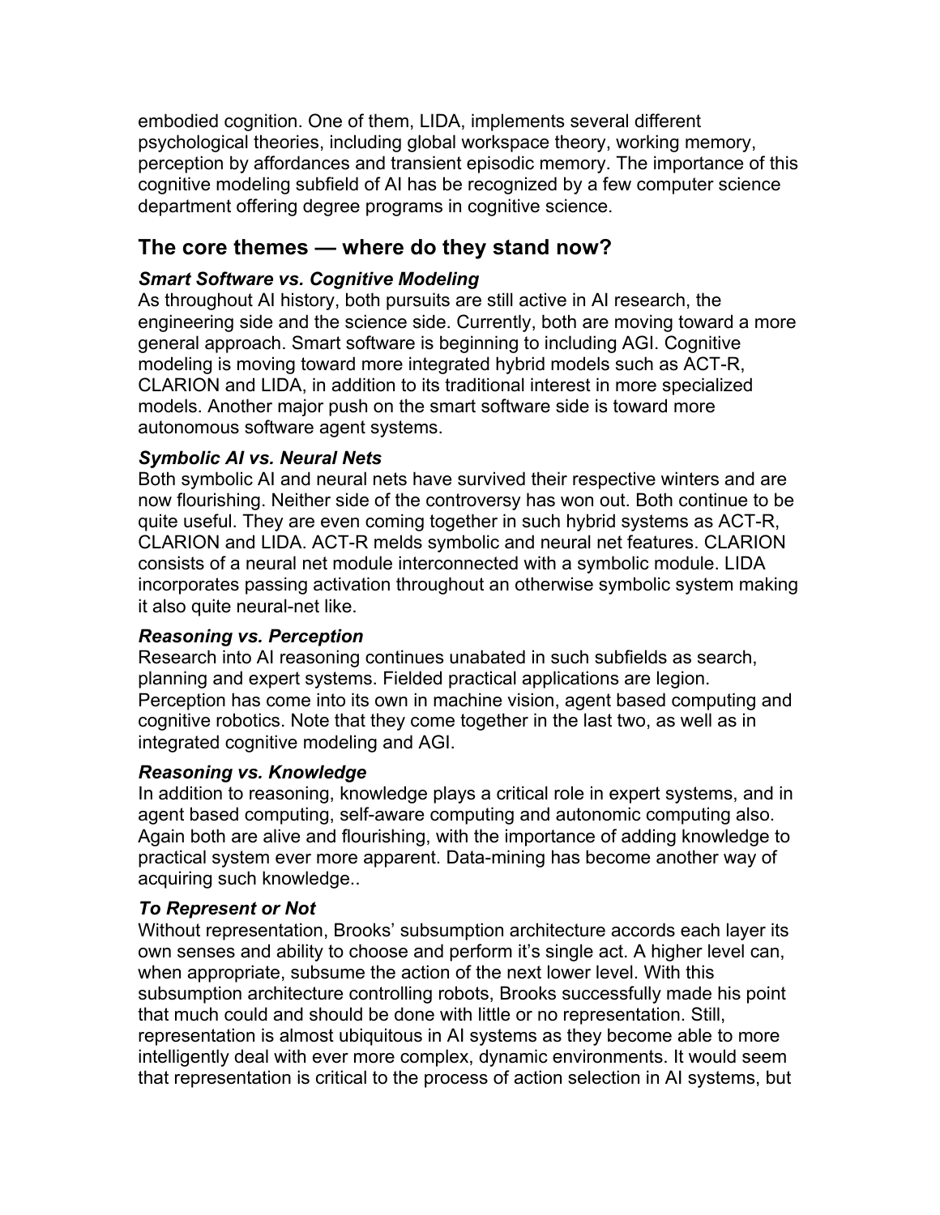embodied cognition. One of them, LIDA, implements several different psychological theories, including global workspace theory, working memory, perception by affordances and transient episodic memory. The importance of this cognitive modeling subfield of AI has be recognized by a few computer science department offering degree programs in cognitive science.

## The core themes — where do they stand now?

### *Smart Software vs. Cognitive Modeling*

As throughout AI history, both pursuits are still active in AI research, the engineering side and the science side. Currently, both are moving toward a more general approach. Smart software is beginning to including AGI. Cognitive modeling is moving toward more integrated hybrid models such as ACT-R, CLARION and LIDA, in addition to its traditional interest in more specialized models. Another major push on the smart software side is toward more autonomous software agent systems.

### *Symbolic AI vs. Neural Nets*

Both symbolic AI and neural nets have survived their respective winters and are now flourishing. Neither side of the controversy has won out. Both continue to be quite useful. They are even coming together in such hybrid systems as ACT-R, CLARION and LIDA. ACT-R melds symbolic and neural net features. CLARION consists of a neural net module interconnected with a symbolic module. LIDA incorporates passing activation throughout an otherwise symbolic system making it also quite neural-net like.

### *Reasoning vs. Perception*

Research into AI reasoning continues unabated in such subfields as search, planning and expert systems. Fielded practical applications are legion. Perception has come into its own in machine vision, agent based computing and cognitive robotics. Note that they come together in the last two, as well as in integrated cognitive modeling and AGI.

### *Reasoning vs. Knowledge*

In addition to reasoning, knowledge plays a critical role in expert systems, and in agent based computing, self-aware computing and autonomic computing also. Again both are alive and flourishing, with the importance of adding knowledge to practical system ever more apparent. Data-mining has become another way of acquiring such knowledge..

### *To Represent or Not*

Without representation, Brooks' subsumption architecture accords each layer its own senses and ability to choose and perform it's single act. A higher level can, when appropriate, subsume the action of the next lower level. With this subsumption architecture controlling robots, Brooks successfully made his point that much could and should be done with little or no representation. Still, representation is almost ubiquitous in AI systems as they become able to more intelligently deal with ever more complex, dynamic environments. It would seem that representation is critical to the process of action selection in AI systems, but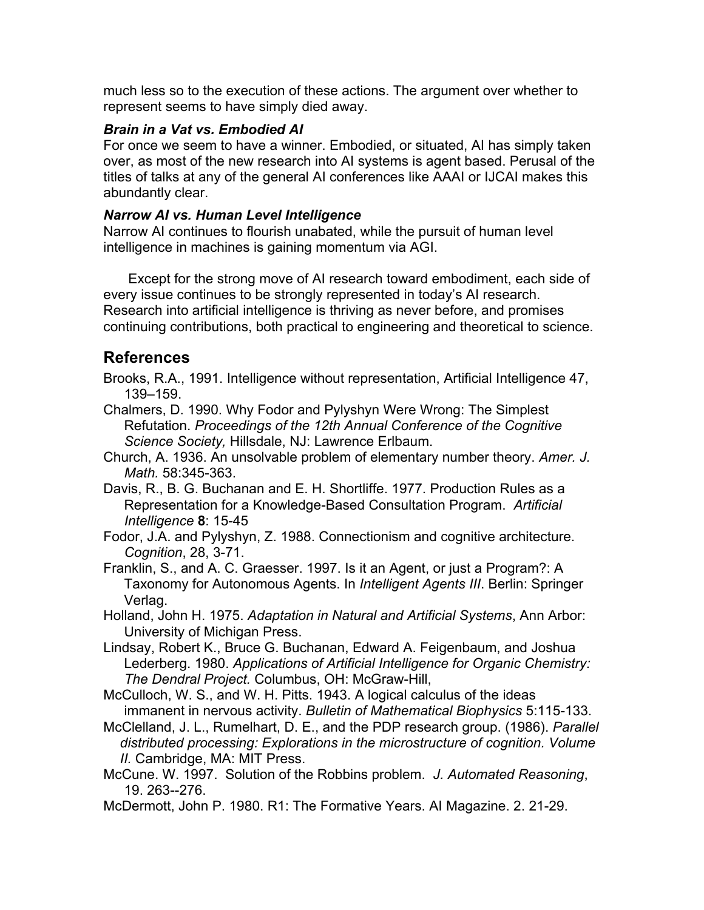much less so to the execution of these actions. The argument over whether to represent seems to have simply died away.

***Brain in a Vat vs. Embodied AI***

For once we seem to have a winner. Embodied, or situated, AI has simply taken over, as most of the new research into AI systems is agent based. Perusal of the titles of talks at any of the general AI conferences like AAAI or IJCAI makes this abundantly clear.

***Narrow AI vs. Human Level Intelligence***

Narrow AI continues to flourish unabated, while the pursuit of human level intelligence in machines is gaining momentum via AGI.

Except for the strong move of AI research toward embodiment, each side of every issue continues to be strongly represented in today's AI research. Research into artificial intelligence is thriving as never before, and promises continuing contributions, both practical to engineering and theoretical to science.

## References

Brooks, R.A., 1991. Intelligence without representation, Artificial Intelligence 47, 139–159.

Chalmers, D. 1990. Why Fodor and Pylyshyn Were Wrong: The Simplest Refutation. *Proceedings of the 12th Annual Conference of the Cognitive Science Society,* Hillsdale, NJ: Lawrence Erlbaum.

Church, A. 1936. An unsolvable problem of elementary number theory. *Amer. J. Math.* 58:345-363.

Davis, R., B. G. Buchanan and E. H. Shortliffe. 1977. Production Rules as a Representation for a Knowledge-Based Consultation Program. *Artificial Intelligence* **8**: 15-45

Fodor, J.A. and Pylyshyn, Z. 1988. Connectionism and cognitive architecture. *Cognition*, 28, 3-71.

Franklin, S., and A. C. Graesser. 1997. Is it an Agent, or just a Program?: A Taxonomy for Autonomous Agents. In *Intelligent Agents III*. Berlin: Springer Verlag.

Holland, John H. 1975. *Adaptation in Natural and Artificial Systems*, Ann Arbor: University of Michigan Press.

Lindsay, Robert K., Bruce G. Buchanan, Edward A. Feigenbaum, and Joshua Lederberg. 1980. *Applications of Artificial Intelligence for Organic Chemistry: The Dendral Project.* Columbus, OH: McGraw-Hill,

McCulloch, W. S., and W. H. Pitts. 1943. A logical calculus of the ideas immanent in nervous activity. *Bulletin of Mathematical Biophysics* 5:115-133.

McClelland, J. L., Rumelhart, D. E., and the PDP research group. (1986). *Parallel distributed processing: Explorations in the microstructure of cognition. Volume II.* Cambridge, MA: MIT Press.

McCune. W. 1997. Solution of the Robbins problem. *J. Automated Reasoning*, 19. 263--276.

McDermott, John P. 1980. R1: The Formative Years. AI Magazine. 2. 21-29.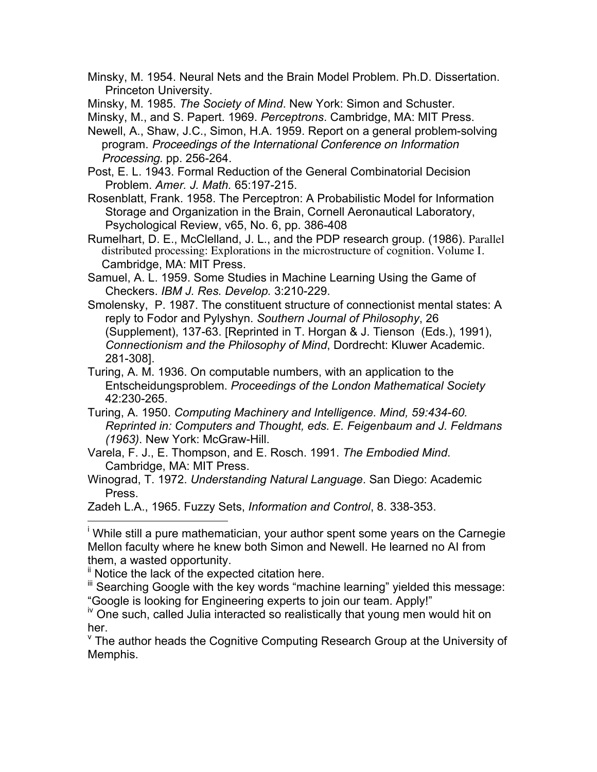Minsky, M. 1954. Neural Nets and the Brain Model Problem. Ph.D. Dissertation. Princeton University.

Minsky, M. 1985. *The Society of Mind*. New York: Simon and Schuster.

Minsky, M., and S. Papert. 1969. *Perceptrons*. Cambridge, MA: MIT Press.

Newell, A., Shaw, J.C., Simon, H.A. 1959. Report on a general problem-solving program. *Proceedings of the International Conference on Information Processing.* pp. 256-264.

Post, E. L. 1943. Formal Reduction of the General Combinatorial Decision Problem. *Amer. J. Math.* 65:197-215.

Rosenblatt, Frank. 1958. The Perceptron: A Probabilistic Model for Information Storage and Organization in the Brain, Cornell Aeronautical Laboratory, Psychological Review, v65, No. 6, pp. 386-408

Rumelhart, D. E., McClelland, J. L., and the PDP research group. (1986). Parallel distributed processing: Explorations in the microstructure of cognition. Volume I. Cambridge, MA: MIT Press.

Samuel, A. L. 1959. Some Studies in Machine Learning Using the Game of Checkers. *IBM J. Res. Develop.* 3:210-229.

Smolensky, P. 1987. The constituent structure of connectionist mental states: A reply to Fodor and Pylyshyn. *Southern Journal of Philosophy*, 26 (Supplement), 137-63. [Reprinted in T. Horgan & J. Tienson (Eds.), 1991), *Connectionism and the Philosophy of Mind*, Dordrecht: Kluwer Academic. 281-308].

Turing, A. M. 1936. On computable numbers, with an application to the Entscheidungsproblem. *Proceedings of the London Mathematical Society* 42:230-265.

Turing, A. 1950. *Computing Machinery and Intelligence. Mind, 59:434-60. Reprinted in: Computers and Thought, eds. E. Feigenbaum and J. Feldmans (1963)*. New York: McGraw-Hill.

Varela, F. J., E. Thompson, and E. Rosch. 1991. *The Embodied Mind*. Cambridge, MA: MIT Press.

Winograd, T. 1972. *Understanding Natural Language*. San Diego: Academic Press.

Zadeh L.A., 1965. Fuzzy Sets, *Information and Control*, 8. 338-353.

---

[i] While still a pure mathematician, your author spent some years on the Carnegie Mellon faculty where he knew both Simon and Newell. He learned no AI from them, a wasted opportunity.

[ii] Notice the lack of the expected citation here.

[iii] Searching Google with the key words "machine learning" yielded this message: "Google is looking for Engineering experts to join our team. Apply!"

[iv] One such, called Julia interacted so realistically that young men would hit on her.

[v] The author heads the Cognitive Computing Research Group at the University of Memphis.